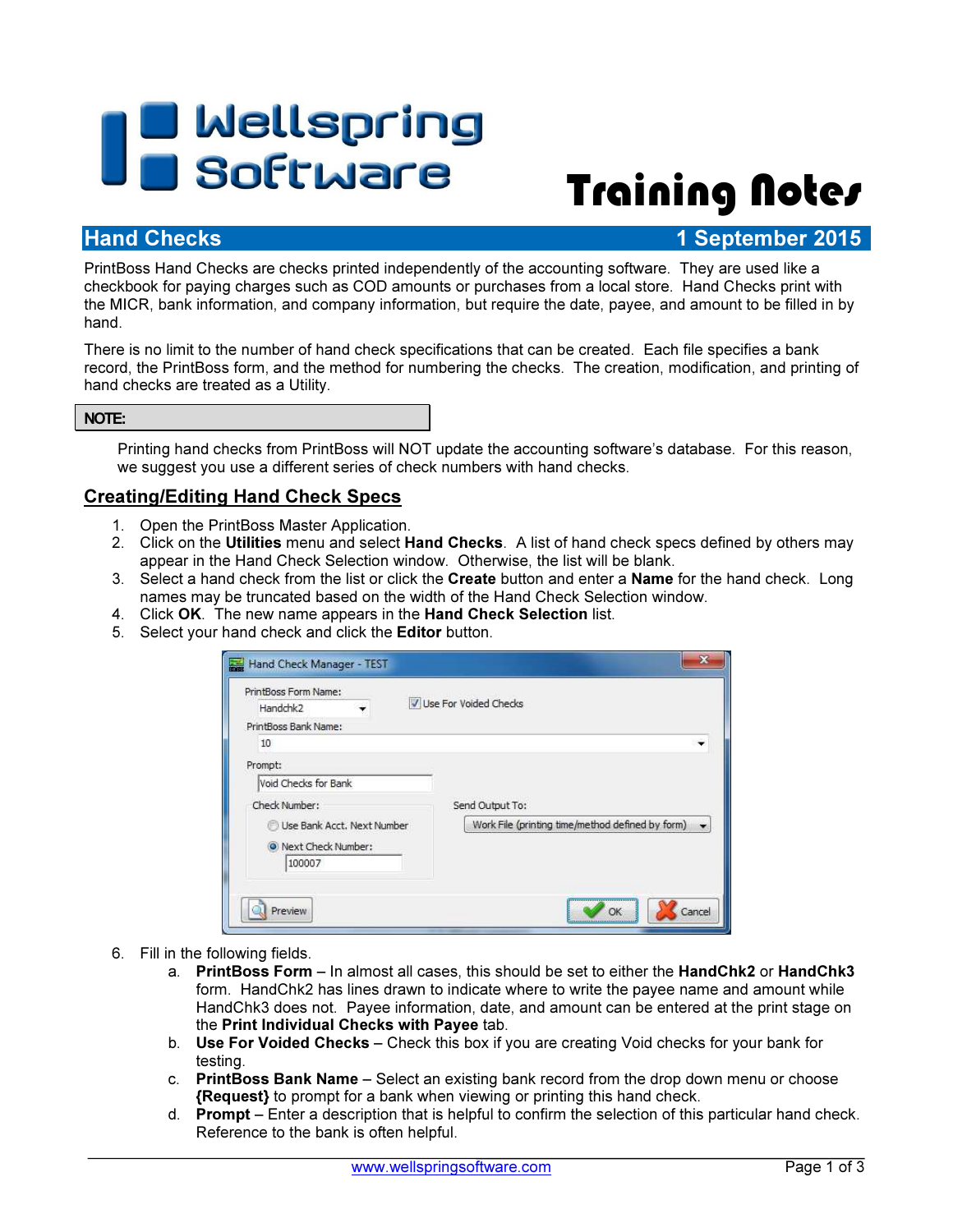# Wellspring Software

# Training Notes

## Hand Checks — 1 September 2015

PrintBoss Hand Checks are checks printed independently of the accounting software. They are used like a checkbook for paying charges such as COD amounts or purchases from a local store. Hand Checks print with the MICR, bank information, and company information, but require the date, payee, and amount to be filled in by hand.

There is no limit to the number of hand check specifications that can be created. Each file specifies a bank record, the PrintBoss form, and the method for numbering the checks. The creation, modification, and printing of hand checks are treated as a Utility.

**NOTE:**

Printing hand checks from PrintBoss will NOT update the accounting software's database. For this reason, we suggest you use a different series of check numbers with hand checks.

## Creating/Editing Hand Check Specs

1. Open the PrintBoss Master Application.
2. Click on the **Utilities** menu and select **Hand Checks**. A list of hand check specs defined by others may appear in the Hand Check Selection window. Otherwise, the list will be blank.
3. Select a hand check from the list or click the **Create** button and enter a **Name** for the hand check. Long names may be truncated based on the width of the Hand Check Selection window.
4. Click **OK**. The new name appears in the **Hand Check Selection** list.
5. Select your hand check and click the **Editor** button.

6. Fill in the following fields.
   a. **PrintBoss Form** – In almost all cases, this should be set to either the **HandChk2** or **HandChk3** form. HandChk2 has lines drawn to indicate where to write the payee name and amount while HandChk3 does not. Payee information, date, and amount can be entered at the print stage on the **Print Individual Checks with Payee** tab.
   b. **Use For Voided Checks** – Check this box if you are creating Void checks for your bank for testing.
   c. **PrintBoss Bank Name** – Select an existing bank record from the drop down menu or choose **{Request}** to prompt for a bank when viewing or printing this hand check.
   d. **Prompt** – Enter a description that is helpful to confirm the selection of this particular hand check. Reference to the bank is often helpful.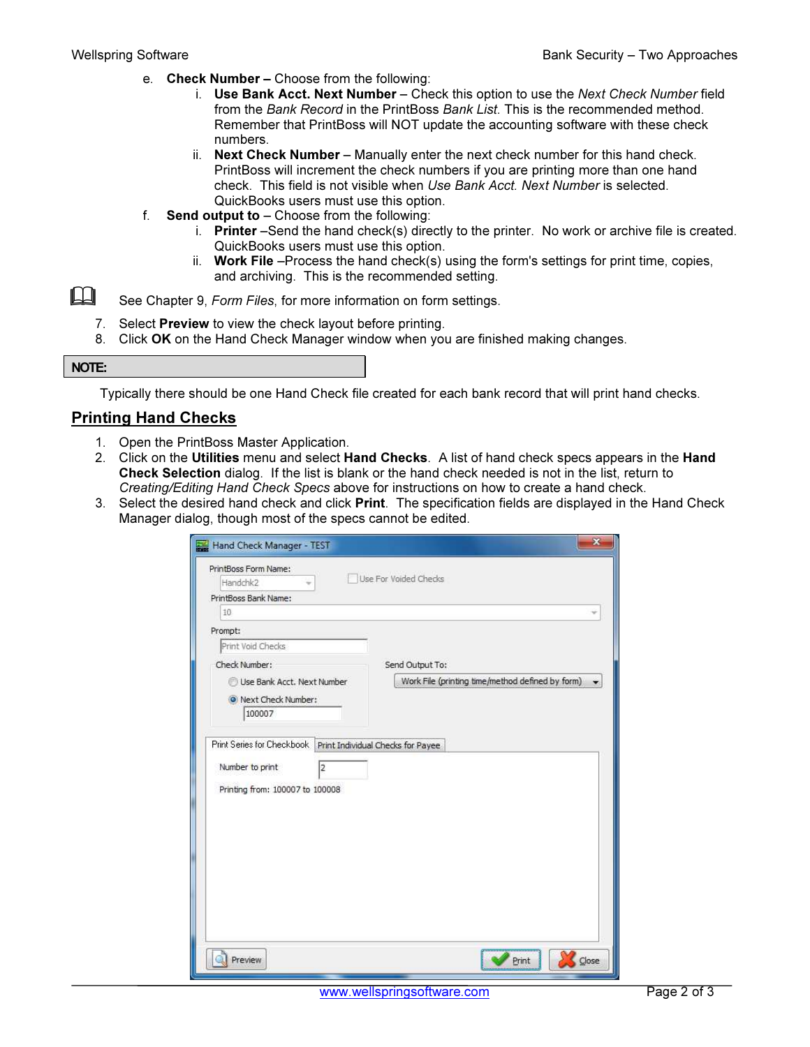e. **Check Number –** Choose from the following:
   i. **Use Bank Acct. Next Number** – Check this option to use the *Next Check Number* field from the *Bank Record* in the PrintBoss *Bank List.* This is the recommended method. Remember that PrintBoss will NOT update the accounting software with these check numbers.
   ii. **Next Check Number** – Manually enter the next check number for this hand check. PrintBoss will increment the check numbers if you are printing more than one hand check. This field is not visible when *Use Bank Acct. Next Number* is selected. QuickBooks users must use this option.

f. **Send output to** – Choose from the following:
   i. **Printer** –Send the hand check(s) directly to the printer. No work or archive file is created. QuickBooks users must use this option.
   ii. **Work File** –Process the hand check(s) using the form's settings for print time, copies, and archiving. This is the recommended setting.

See Chapter 9, *Form Files*, for more information on form settings.

7. Select **Preview** to view the check layout before printing.
8. Click **OK** on the Hand Check Manager window when you are finished making changes.

**NOTE:**

Typically there should be one Hand Check file created for each bank record that will print hand checks.

## Printing Hand Checks

1. Open the PrintBoss Master Application.
2. Click on the **Utilities** menu and select **Hand Checks**. A list of hand check specs appears in the **Hand Check Selection** dialog. If the list is blank or the hand check needed is not in the list, return to *Creating/Editing Hand Check Specs* above for instructions on how to create a hand check.
3. Select the desired hand check and click **Print**. The specification fields are displayed in the Hand Check Manager dialog, though most of the specs cannot be edited.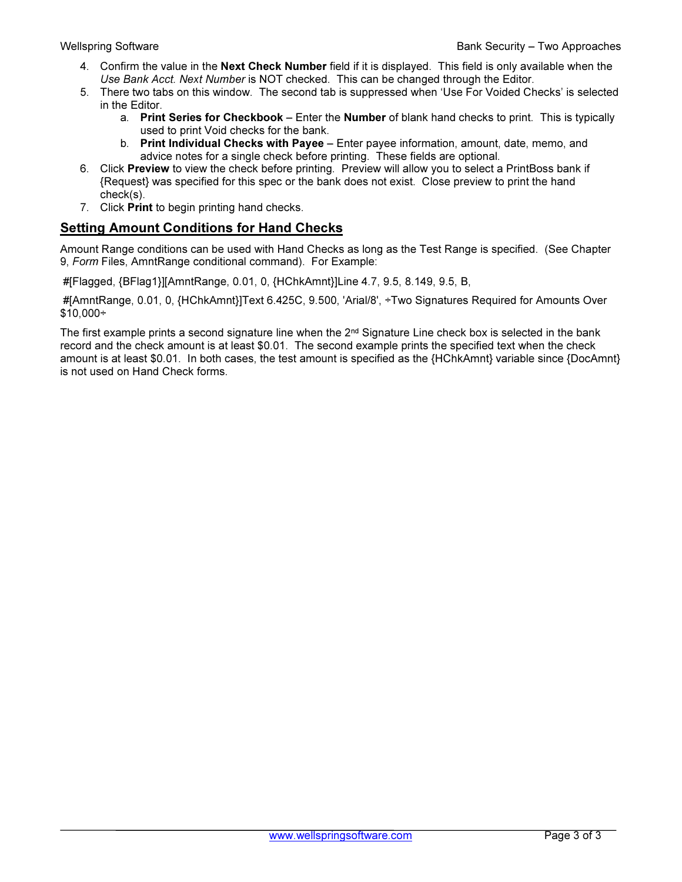4. Confirm the value in the **Next Check Number** field if it is displayed. This field is only available when the *Use Bank Acct. Next Number* is NOT checked. This can be changed through the Editor.
5. There two tabs on this window. The second tab is suppressed when 'Use For Voided Checks' is selected in the Editor.
    a. **Print Series for Checkbook** – Enter the **Number** of blank hand checks to print. This is typically used to print Void checks for the bank.
    b. **Print Individual Checks with Payee** – Enter payee information, amount, date, memo, and advice notes for a single check before printing. These fields are optional.
6. Click **Preview** to view the check before printing. Preview will allow you to select a PrintBoss bank if {Request} was specified for this spec or the bank does not exist. Close preview to print the hand check(s).
7. Click **Print** to begin printing hand checks.

## Setting Amount Conditions for Hand Checks

Amount Range conditions can be used with Hand Checks as long as the Test Range is specified. (See Chapter 9, *Form* Files, AmntRange conditional command). For Example:

#[Flagged, {BFlag1}][AmntRange, 0.01, 0, {HChkAmnt}]Line 4.7, 9.5, 8.149, 9.5, B,

#[AmntRange, 0.01, 0, {HChkAmnt}]Text 6.425C, 9.500, 'Arial/8', ÷Two Signatures Required for Amounts Over $10,000÷

The first example prints a second signature line when the 2nd Signature Line check box is selected in the bank record and the check amount is at least $0.01. The second example prints the specified text when the check amount is at least $0.01. In both cases, the test amount is specified as the {HChkAmnt} variable since {DocAmnt} is not used on Hand Check forms.